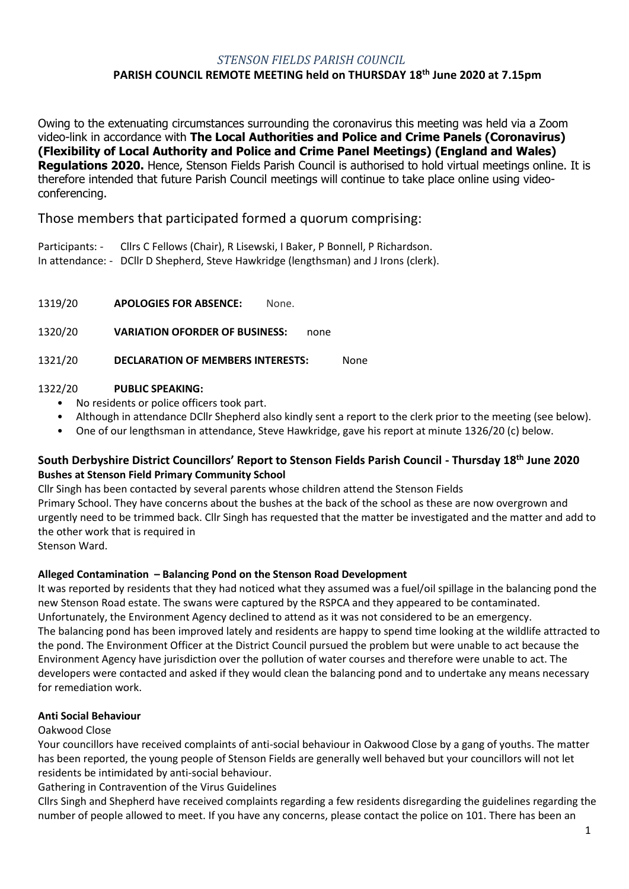*STENSON FIELDS PARISH COUNCIL*

**PARISH COUNCIL REMOTE MEETING held on THURSDAY 18th June 2020 at 7.15pm**

Owing to the extenuating circumstances surrounding the coronavirus this meeting was held via a Zoom video-link in accordance with **The Local Authorities and Police and Crime Panels (Coronavirus) (Flexibility of Local Authority and Police and Crime Panel Meetings) (England and Wales) Regulations 2020.** Hence, Stenson Fields Parish Council is authorised to hold virtual meetings online. It is therefore intended that future Parish Council meetings will continue to take place online using video-conferencing.

Those members that participated formed a quorum comprising:

Participants: - Cllrs C Fellows (Chair), R Lisewski, I Baker, P Bonnell, P Richardson.
In attendance: - DCllr D Shepherd, Steve Hawkridge (lengthsman) and J Irons (clerk).

1319/20 **APOLOGIES FOR ABSENCE:** None.

1320/20 **VARIATION OFORDER OF BUSINESS:** none

1321/20 **DECLARATION OF MEMBERS INTERESTS:** None

1322/20 **PUBLIC SPEAKING:**

- No residents or police officers took part.
- Although in attendance DCllr Shepherd also kindly sent a report to the clerk prior to the meeting (see below).
- One of our lengthsman in attendance, Steve Hawkridge, gave his report at minute 1326/20 (c) below.

**South Derbyshire District Councillors' Report to Stenson Fields Parish Council - Thursday 18th June 2020**

**Bushes at Stenson Field Primary Community School**

Cllr Singh has been contacted by several parents whose children attend the Stenson Fields Primary School. They have concerns about the bushes at the back of the school as these are now overgrown and urgently need to be trimmed back. Cllr Singh has requested that the matter be investigated and the matter and add to the other work that is required in
Stenson Ward.

**Alleged Contamination – Balancing Pond on the Stenson Road Development**

It was reported by residents that they had noticed what they assumed was a fuel/oil spillage in the balancing pond the new Stenson Road estate. The swans were captured by the RSPCA and they appeared to be contaminated. Unfortunately, the Environment Agency declined to attend as it was not considered to be an emergency.
The balancing pond has been improved lately and residents are happy to spend time looking at the wildlife attracted to the pond. The Environment Officer at the District Council pursued the problem but were unable to act because the Environment Agency have jurisdiction over the pollution of water courses and therefore were unable to act. The developers were contacted and asked if they would clean the balancing pond and to undertake any means necessary for remediation work.

**Anti Social Behaviour**

Oakwood Close

Your councillors have received complaints of anti-social behaviour in Oakwood Close by a gang of youths. The matter has been reported, the young people of Stenson Fields are generally well behaved but your councillors will not let residents be intimidated by anti-social behaviour.

Gathering in Contravention of the Virus Guidelines

Cllrs Singh and Shepherd have received complaints regarding a few residents disregarding the guidelines regarding the number of people allowed to meet. If you have any concerns, please contact the police on 101. There has been an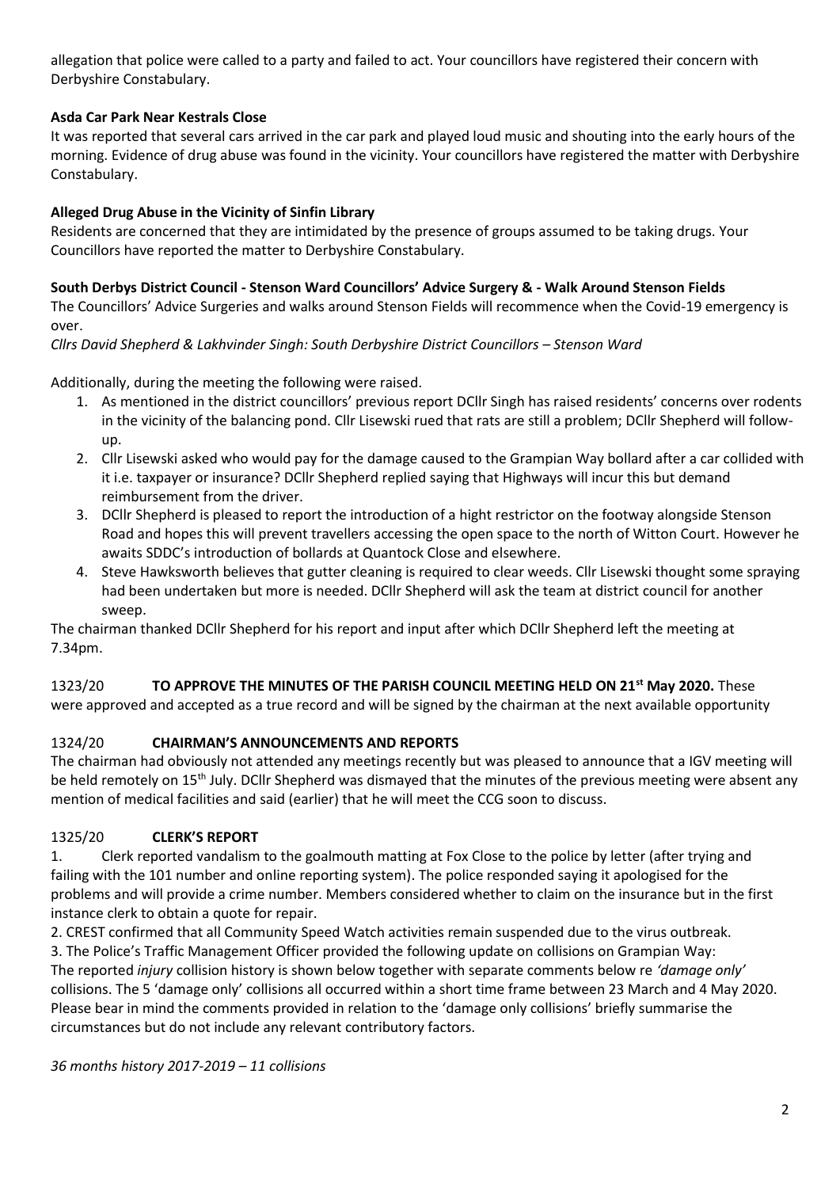allegation that police were called to a party and failed to act. Your councillors have registered their concern with Derbyshire Constabulary.

**Asda Car Park Near Kestrals Close**

It was reported that several cars arrived in the car park and played loud music and shouting into the early hours of the morning. Evidence of drug abuse was found in the vicinity. Your councillors have registered the matter with Derbyshire Constabulary.

**Alleged Drug Abuse in the Vicinity of Sinfin Library**

Residents are concerned that they are intimidated by the presence of groups assumed to be taking drugs. Your Councillors have reported the matter to Derbyshire Constabulary.

**South Derbys District Council - Stenson Ward Councillors' Advice Surgery & - Walk Around Stenson Fields**

The Councillors' Advice Surgeries and walks around Stenson Fields will recommence when the Covid-19 emergency is over.

*Cllrs David Shepherd & Lakhvinder Singh: South Derbyshire District Councillors – Stenson Ward*

Additionally, during the meeting the following were raised.

1. As mentioned in the district councillors' previous report DCllr Singh has raised residents' concerns over rodents in the vicinity of the balancing pond. Cllr Lisewski rued that rats are still a problem; DCllr Shepherd will follow-up.
2. Cllr Lisewski asked who would pay for the damage caused to the Grampian Way bollard after a car collided with it i.e. taxpayer or insurance? DCllr Shepherd replied saying that Highways will incur this but demand reimbursement from the driver.
3. DCllr Shepherd is pleased to report the introduction of a hight restrictor on the footway alongside Stenson Road and hopes this will prevent travellers accessing the open space to the north of Witton Court. However he awaits SDDC's introduction of bollards at Quantock Close and elsewhere.
4. Steve Hawksworth believes that gutter cleaning is required to clear weeds. Cllr Lisewski thought some spraying had been undertaken but more is needed. DCllr Shepherd will ask the team at district council for another sweep.

The chairman thanked DCllr Shepherd for his report and input after which DCllr Shepherd left the meeting at 7.34pm.

1323/20 **TO APPROVE THE MINUTES OF THE PARISH COUNCIL MEETING HELD ON 21st May 2020.** These were approved and accepted as a true record and will be signed by the chairman at the next available opportunity

1324/20 **CHAIRMAN'S ANNOUNCEMENTS AND REPORTS**

The chairman had obviously not attended any meetings recently but was pleased to announce that a IGV meeting will be held remotely on 15th July. DCllr Shepherd was dismayed that the minutes of the previous meeting were absent any mention of medical facilities and said (earlier) that he will meet the CCG soon to discuss.

1325/20 **CLERK'S REPORT**

1. Clerk reported vandalism to the goalmouth matting at Fox Close to the police by letter (after trying and failing with the 101 number and online reporting system). The police responded saying it apologised for the problems and will provide a crime number. Members considered whether to claim on the insurance but in the first instance clerk to obtain a quote for repair.

2. CREST confirmed that all Community Speed Watch activities remain suspended due to the virus outbreak.

3. The Police's Traffic Management Officer provided the following update on collisions on Grampian Way:
The reported *injury* collision history is shown below together with separate comments below re *'damage only'* collisions. The 5 'damage only' collisions all occurred within a short time frame between 23 March and 4 May 2020. Please bear in mind the comments provided in relation to the 'damage only collisions' briefly summarise the circumstances but do not include any relevant contributory factors.

*36 months history 2017-2019 – 11 collisions*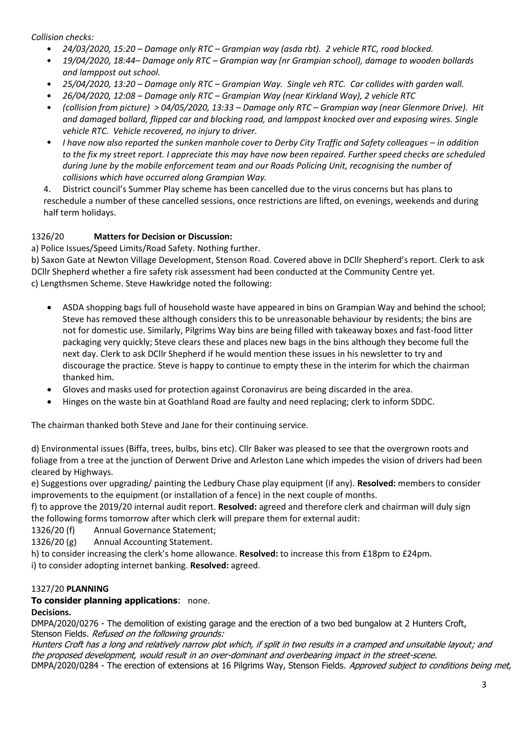*Collision checks:*

- *24/03/2020, 15:20 – Damage only RTC – Grampian way (asda rbt). 2 vehicle RTC, road blocked.*
- *19/04/2020, 18:44– Damage only RTC – Grampian way (nr Grampian school), damage to wooden bollards and lamppost out school.*
- *25/04/2020, 13:20 – Damage only RTC – Grampian Way. Single veh RTC. Car collides with garden wall.*
- *26/04/2020, 12:08 – Damage only RTC – Grampian Way (near Kirkland Way), 2 vehicle RTC*
- *(collision from picture) > 04/05/2020, 13:33 – Damage only RTC – Grampian way (near Glenmore Drive). Hit and damaged bollard, flipped car and blocking road, and lamppost knocked over and exposing wires. Single vehicle RTC. Vehicle recovered, no injury to driver.*
- *I have now also reported the sunken manhole cover to Derby City Traffic and Safety colleagues – in addition to the fix my street report. I appreciate this may have now been repaired. Further speed checks are scheduled during June by the mobile enforcement team and our Roads Policing Unit, recognising the number of collisions which have occurred along Grampian Way.*

4. District council's Summer Play scheme has been cancelled due to the virus concerns but has plans to reschedule a number of these cancelled sessions, once restrictions are lifted, on evenings, weekends and during half term holidays.

1326/20 **Matters for Decision or Discussion:**

a) Police Issues/Speed Limits/Road Safety. Nothing further.

b) Saxon Gate at Newton Village Development, Stenson Road. Covered above in DCllr Shepherd's report. Clerk to ask DCllr Shepherd whether a fire safety risk assessment had been conducted at the Community Centre yet.

c) Lengthsmen Scheme. Steve Hawkridge noted the following:

- ASDA shopping bags full of household waste have appeared in bins on Grampian Way and behind the school; Steve has removed these although considers this to be unreasonable behaviour by residents; the bins are not for domestic use. Similarly, Pilgrims Way bins are being filled with takeaway boxes and fast-food litter packaging very quickly; Steve clears these and places new bags in the bins although they become full the next day. Clerk to ask DCllr Shepherd if he would mention these issues in his newsletter to try and discourage the practice. Steve is happy to continue to empty these in the interim for which the chairman thanked him.
- Gloves and masks used for protection against Coronavirus are being discarded in the area.
- Hinges on the waste bin at Goathland Road are faulty and need replacing; clerk to inform SDDC.

The chairman thanked both Steve and Jane for their continuing service.

d) Environmental issues (Biffa, trees, bulbs, bins etc). Cllr Baker was pleased to see that the overgrown roots and foliage from a tree at the junction of Derwent Drive and Arleston Lane which impedes the vision of drivers had been cleared by Highways.

e) Suggestions over upgrading/ painting the Ledbury Chase play equipment (if any). **Resolved:** members to consider improvements to the equipment (or installation of a fence) in the next couple of months.

f) to approve the 2019/20 internal audit report. **Resolved:** agreed and therefore clerk and chairman will duly sign the following forms tomorrow after which clerk will prepare them for external audit:

1326/20 (f) Annual Governance Statement;

1326/20 (g) Annual Accounting Statement.

h) to consider increasing the clerk's home allowance. **Resolved:** to increase this from £18pm to £24pm.

i) to consider adopting internet banking. **Resolved:** agreed.

1327/20 **PLANNING**

**To consider planning applications**: none.

**Decisions.**

DMPA/2020/0276 - The demolition of existing garage and the erection of a two bed bungalow at 2 Hunters Croft, Stenson Fields. *Refused on the following grounds:*

*Hunters Croft has a long and relatively narrow plot which, if split in two results in a cramped and unsuitable layout; and the proposed development, would result in an over-dominant and overbearing impact in the street-scene.*

DMPA/2020/0284 - The erection of extensions at 16 Pilgrims Way, Stenson Fields. *Approved subject to conditions being met,*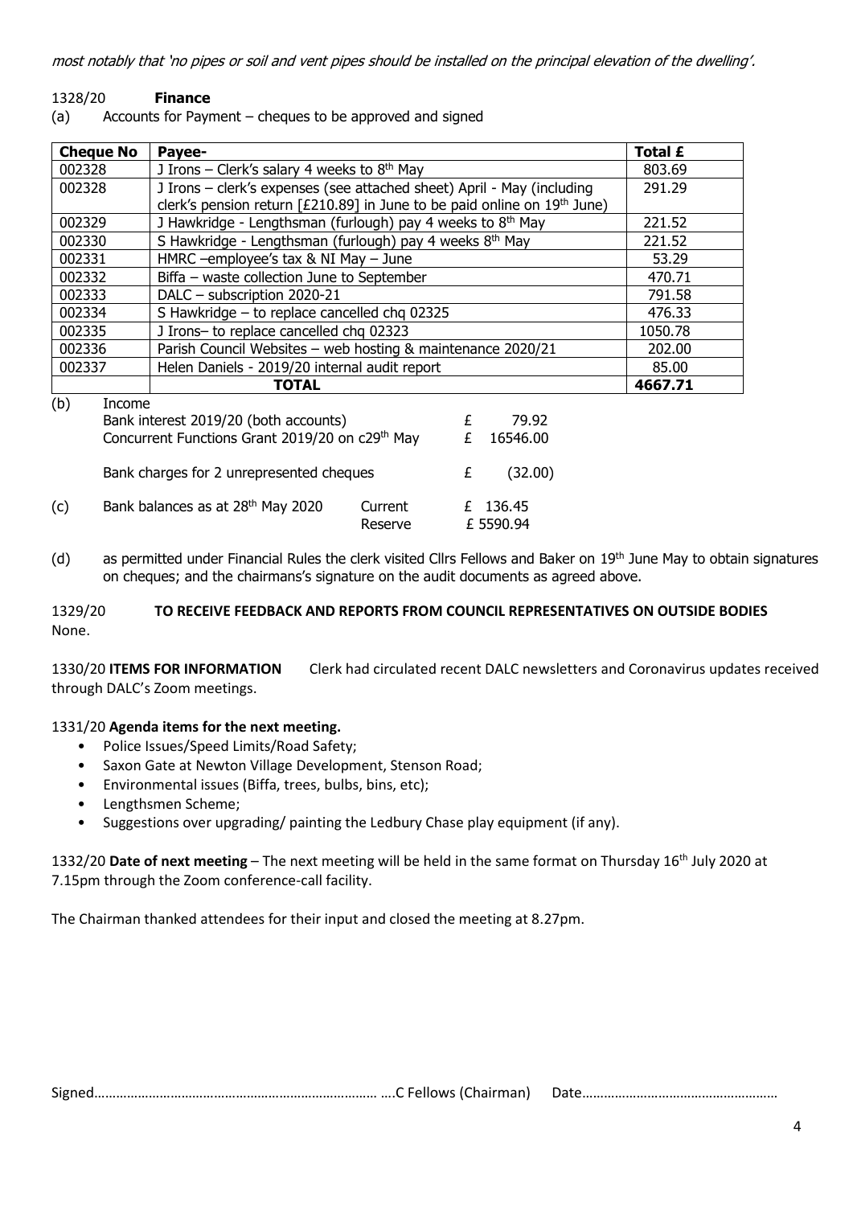*most notably that 'no pipes or soil and vent pipes should be installed on the principal elevation of the dwelling'.*

1328/20 **Finance**

(a) Accounts for Payment – cheques to be approved and signed

| Cheque No | Payee- | Total £ |
|---|---|---|
| 002328 | J Irons – Clerk's salary 4 weeks to 8th May | 803.69 |
| 002328 | J Irons – clerk's expenses (see attached sheet) April - May (including clerk's pension return [£210.89] in June to be paid online on 19th June) | 291.29 |
| 002329 | J Hawkridge - Lengthsman (furlough) pay 4 weeks to 8th May | 221.52 |
| 002330 | S Hawkridge - Lengthsman (furlough) pay 4 weeks 8th May | 221.52 |
| 002331 | HMRC –employee's tax & NI May – June | 53.29 |
| 002332 | Biffa – waste collection June to September | 470.71 |
| 002333 | DALC – subscription 2020-21 | 791.58 |
| 002334 | S Hawkridge – to replace cancelled chq 02325 | 476.33 |
| 002335 | J Irons– to replace cancelled chq 02323 | 1050.78 |
| 002336 | Parish Council Websites – web hosting & maintenance 2020/21 | 202.00 |
| 002337 | Helen Daniels - 2019/20 internal audit report | 85.00 |
| | **TOTAL** | **4667.71** |

(b) Income

| | | |
|---|---|---|
| Bank interest 2019/20 (both accounts) | £ | 79.92 |
| Concurrent Functions Grant 2019/20 on c29th May | £ | 16546.00 |
| Bank charges for 2 unrepresented cheques | £ | (32.00) |

(c) Bank balances as at 28th May 2020

| | |
|---|---|
| Current | £ 136.45 |
| Reserve | £ 5590.94 |

(d) as permitted under Financial Rules the clerk visited Cllrs Fellows and Baker on 19th June May to obtain signatures on cheques; and the chairmans's signature on the audit documents as agreed above.

1329/20 **TO RECEIVE FEEDBACK AND REPORTS FROM COUNCIL REPRESENTATIVES ON OUTSIDE BODIES**
None.

1330/20 **ITEMS FOR INFORMATION** Clerk had circulated recent DALC newsletters and Coronavirus updates received through DALC's Zoom meetings.

1331/20 **Agenda items for the next meeting.**

- Police Issues/Speed Limits/Road Safety;
- Saxon Gate at Newton Village Development, Stenson Road;
- Environmental issues (Biffa, trees, bulbs, bins, etc);
- Lengthsmen Scheme;
- Suggestions over upgrading/ painting the Ledbury Chase play equipment (if any).

1332/20 **Date of next meeting** – The next meeting will be held in the same format on Thursday 16th July 2020 at 7.15pm through the Zoom conference-call facility.

The Chairman thanked attendees for their input and closed the meeting at 8.27pm.

Signed………………………………………………………………… ….C Fellows (Chairman) Date………………………………………………